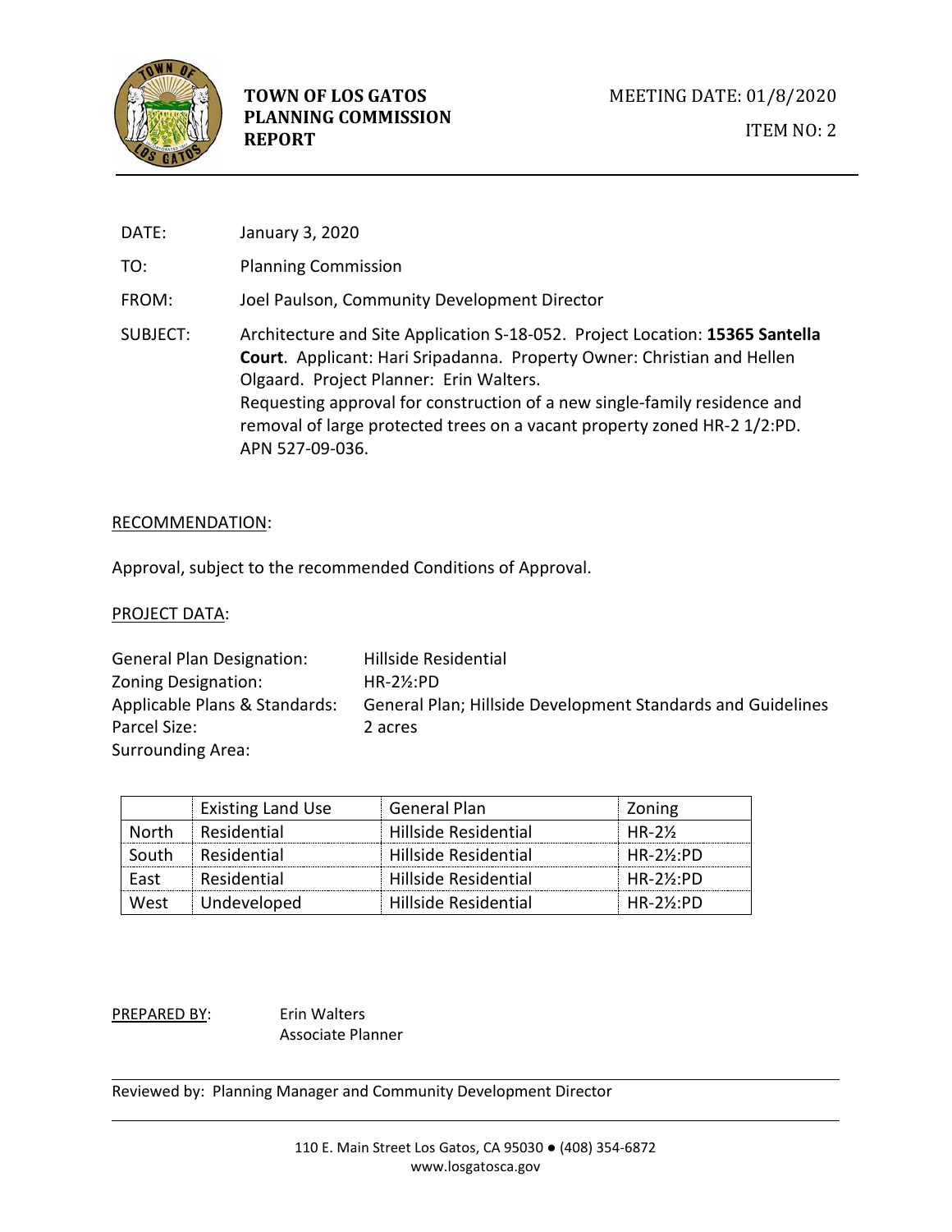# TOWN OF LOS GATOS PLANNING COMMISSION REPORT

MEETING DATE: 01/8/2020

ITEM NO: 2

DATE: January 3, 2020

TO: Planning Commission

FROM: Joel Paulson, Community Development Director

SUBJECT: Architecture and Site Application S-18-052. Project Location: **15365 Santella Court**. Applicant: Hari Sripadanna. Property Owner: Christian and Hellen Olgaard. Project Planner: Erin Walters.
Requesting approval for construction of a new single-family residence and removal of large protected trees on a vacant property zoned HR-2 1/2:PD. APN 527-09-036.

RECOMMENDATION:

Approval, subject to the recommended Conditions of Approval.

PROJECT DATA:

General Plan Designation: Hillside Residential
Zoning Designation: HR-2½:PD
Applicable Plans & Standards: General Plan; Hillside Development Standards and Guidelines
Parcel Size: 2 acres
Surrounding Area:

| | Existing Land Use | General Plan | Zoning |
|---|---|---|---|
| North | Residential | Hillside Residential | HR-2½ |
| South | Residential | Hillside Residential | HR-2½:PD |
| East | Residential | Hillside Residential | HR-2½:PD |
| West | Undeveloped | Hillside Residential | HR-2½:PD |

PREPARED BY: Erin Walters
Associate Planner

Reviewed by: Planning Manager and Community Development Director

110 E. Main Street Los Gatos, CA 95030 ● (408) 354-6872
www.losgatosca.gov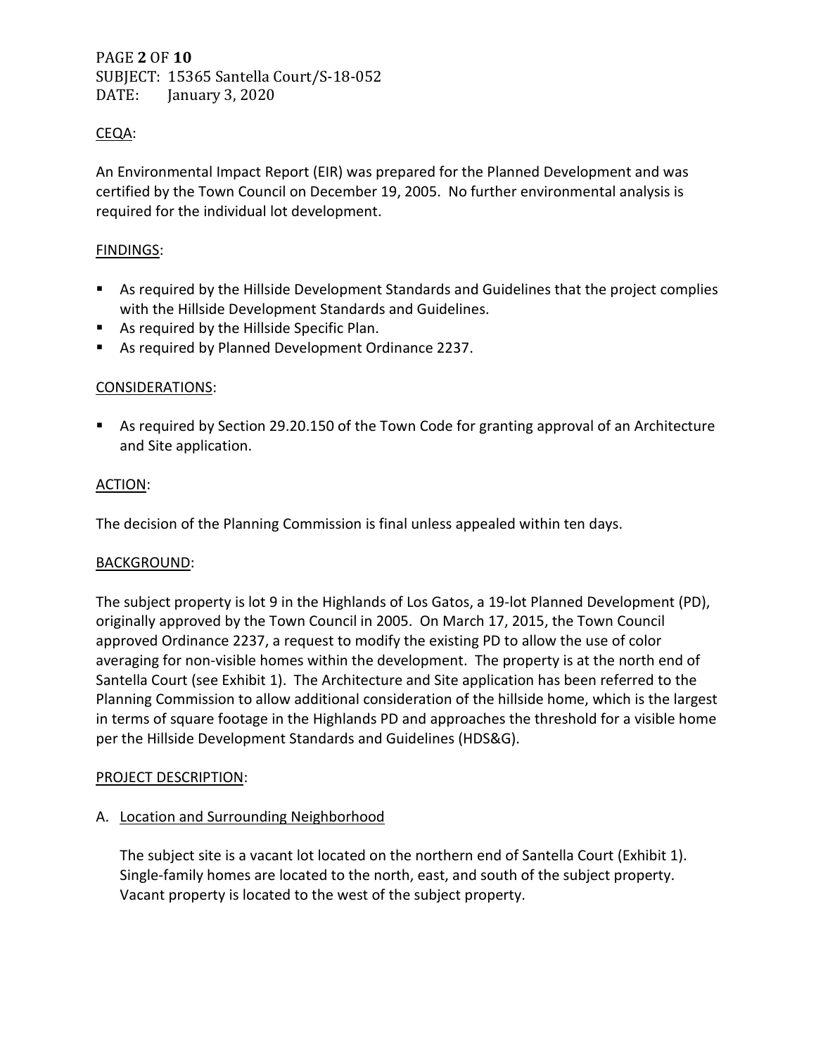## CEQA:

An Environmental Impact Report (EIR) was prepared for the Planned Development and was certified by the Town Council on December 19, 2005. No further environmental analysis is required for the individual lot development.

## FINDINGS:

- As required by the Hillside Development Standards and Guidelines that the project complies with the Hillside Development Standards and Guidelines.
- As required by the Hillside Specific Plan.
- As required by Planned Development Ordinance 2237.

## CONSIDERATIONS:

- As required by Section 29.20.150 of the Town Code for granting approval of an Architecture and Site application.

## ACTION:

The decision of the Planning Commission is final unless appealed within ten days.

## BACKGROUND:

The subject property is lot 9 in the Highlands of Los Gatos, a 19-lot Planned Development (PD), originally approved by the Town Council in 2005. On March 17, 2015, the Town Council approved Ordinance 2237, a request to modify the existing PD to allow the use of color averaging for non-visible homes within the development. The property is at the north end of Santella Court (see Exhibit 1). The Architecture and Site application has been referred to the Planning Commission to allow additional consideration of the hillside home, which is the largest in terms of square footage in the Highlands PD and approaches the threshold for a visible home per the Hillside Development Standards and Guidelines (HDS&G).

## PROJECT DESCRIPTION:

### A. Location and Surrounding Neighborhood

The subject site is a vacant lot located on the northern end of Santella Court (Exhibit 1). Single-family homes are located to the north, east, and south of the subject property. Vacant property is located to the west of the subject property.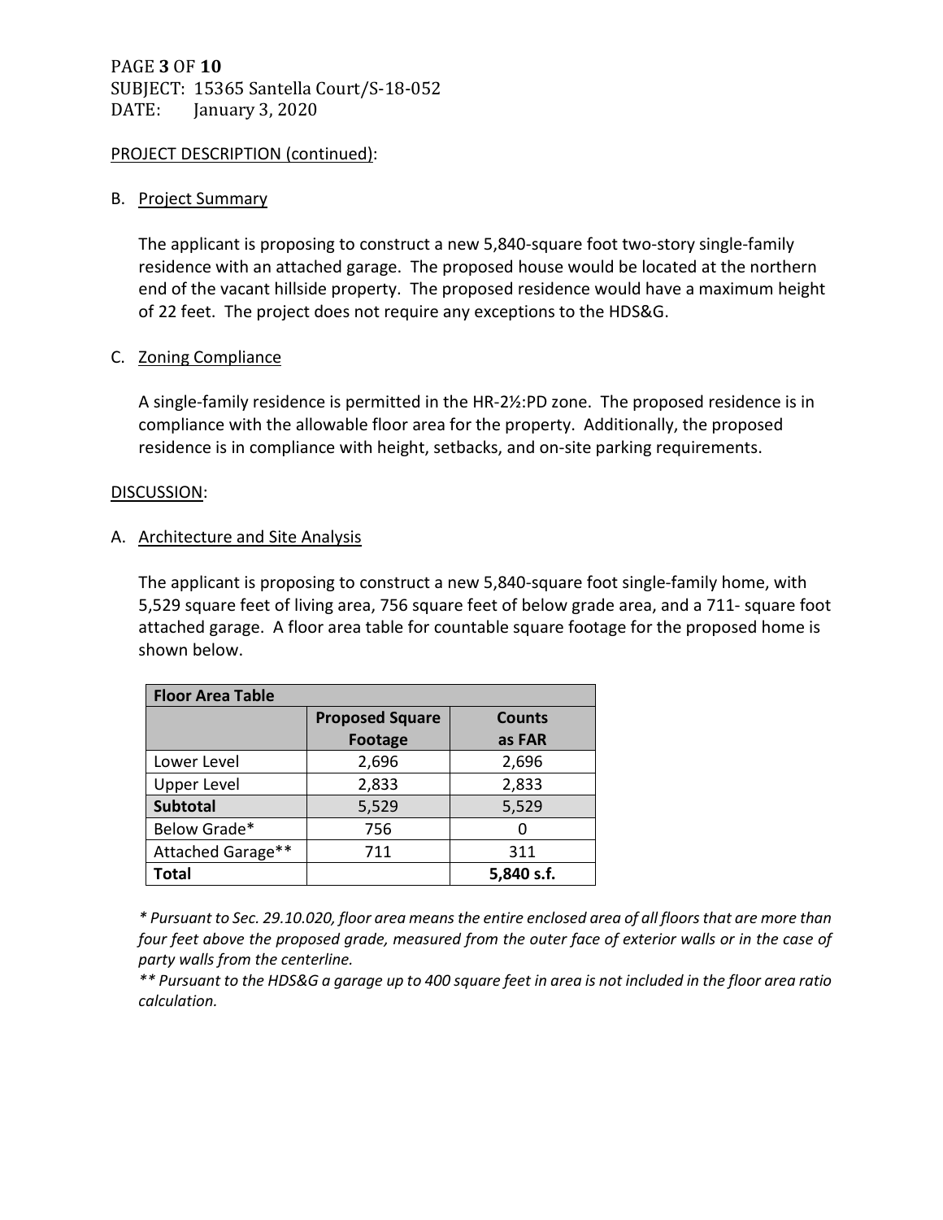PROJECT DESCRIPTION (continued):

B. Project Summary

The applicant is proposing to construct a new 5,840-square foot two-story single-family residence with an attached garage. The proposed house would be located at the northern end of the vacant hillside property. The proposed residence would have a maximum height of 22 feet. The project does not require any exceptions to the HDS&G.

C. Zoning Compliance

A single-family residence is permitted in the HR-2½:PD zone. The proposed residence is in compliance with the allowable floor area for the property. Additionally, the proposed residence is in compliance with height, setbacks, and on-site parking requirements.

DISCUSSION:

A. Architecture and Site Analysis

The applicant is proposing to construct a new 5,840-square foot single-family home, with 5,529 square feet of living area, 756 square feet of below grade area, and a 711- square foot attached garage. A floor area table for countable square footage for the proposed home is shown below.

| **Floor Area Table** | | |
|---|---|---|
| | **Proposed Square Footage** | **Counts as FAR** |
| Lower Level | 2,696 | 2,696 |
| Upper Level | 2,833 | 2,833 |
| **Subtotal** | 5,529 | 5,529 |
| Below Grade* | 756 | 0 |
| Attached Garage** | 711 | 311 |
| **Total** | | **5,840 s.f.** |

*\* Pursuant to Sec. 29.10.020, floor area means the entire enclosed area of all floors that are more than four feet above the proposed grade, measured from the outer face of exterior walls or in the case of party walls from the centerline.*

*\*\* Pursuant to the HDS&G a garage up to 400 square feet in area is not included in the floor area ratio calculation.*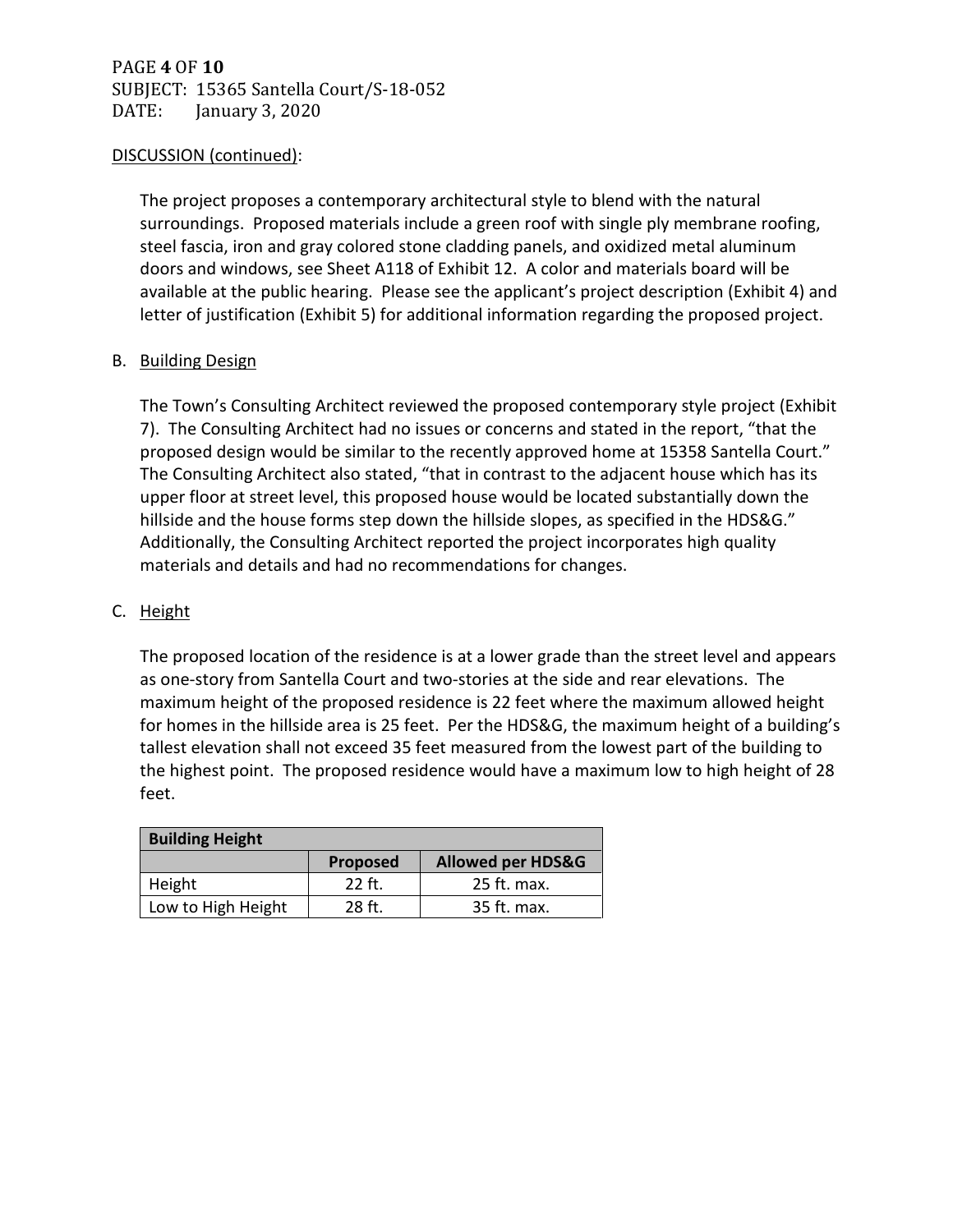DISCUSSION (continued):

The project proposes a contemporary architectural style to blend with the natural surroundings. Proposed materials include a green roof with single ply membrane roofing, steel fascia, iron and gray colored stone cladding panels, and oxidized metal aluminum doors and windows, see Sheet A118 of Exhibit 12. A color and materials board will be available at the public hearing. Please see the applicant's project description (Exhibit 4) and letter of justification (Exhibit 5) for additional information regarding the proposed project.

B. Building Design

The Town's Consulting Architect reviewed the proposed contemporary style project (Exhibit 7). The Consulting Architect had no issues or concerns and stated in the report, "that the proposed design would be similar to the recently approved home at 15358 Santella Court." The Consulting Architect also stated, "that in contrast to the adjacent house which has its upper floor at street level, this proposed house would be located substantially down the hillside and the house forms step down the hillside slopes, as specified in the HDS&G." Additionally, the Consulting Architect reported the project incorporates high quality materials and details and had no recommendations for changes.

C. Height

The proposed location of the residence is at a lower grade than the street level and appears as one-story from Santella Court and two-stories at the side and rear elevations. The maximum height of the proposed residence is 22 feet where the maximum allowed height for homes in the hillside area is 25 feet. Per the HDS&G, the maximum height of a building's tallest elevation shall not exceed 35 feet measured from the lowest part of the building to the highest point. The proposed residence would have a maximum low to high height of 28 feet.

| **Building Height** | | |
|---|---|---|
| | **Proposed** | **Allowed per HDS&G** |
| Height | 22 ft. | 25 ft. max. |
| Low to High Height | 28 ft. | 35 ft. max. |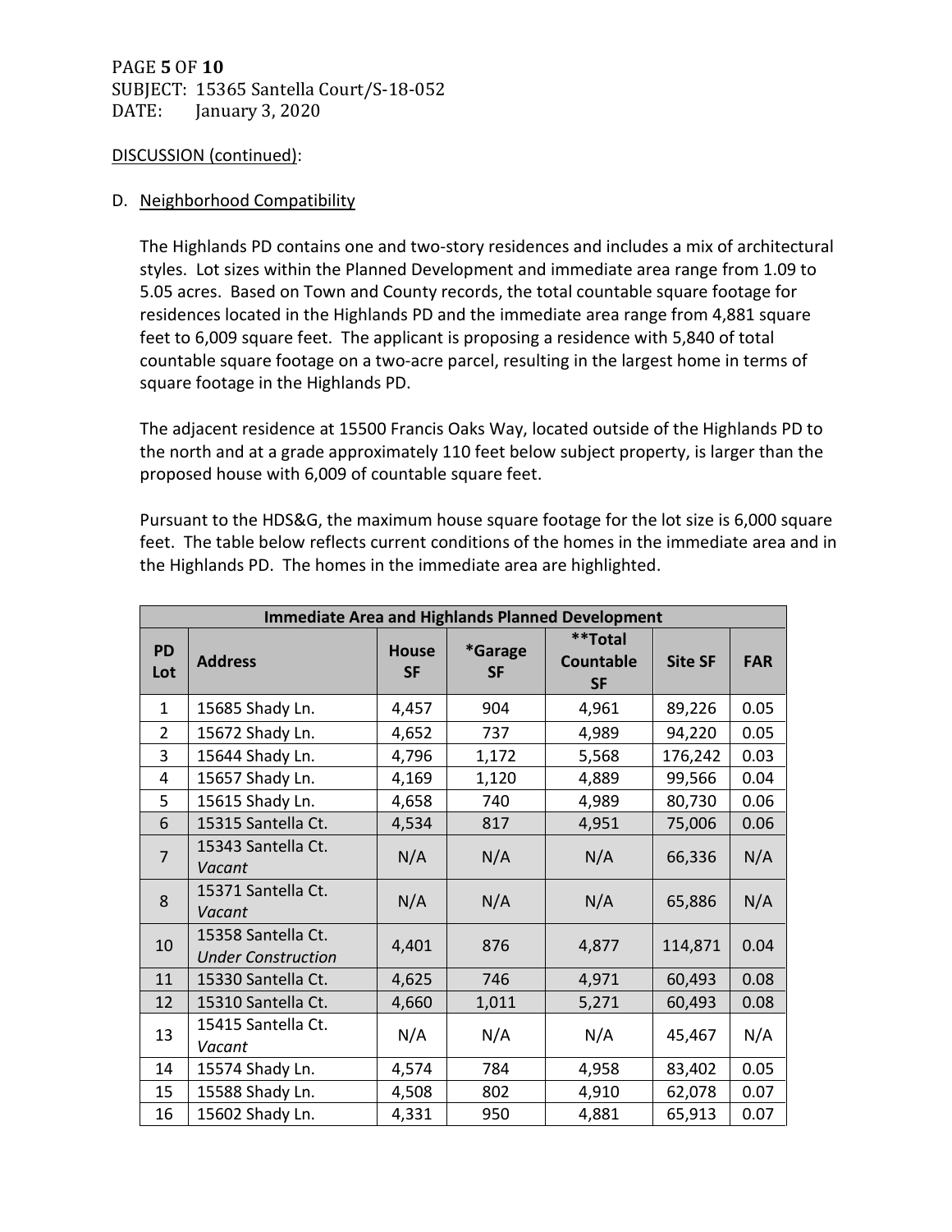DISCUSSION (continued):

D. Neighborhood Compatibility

The Highlands PD contains one and two-story residences and includes a mix of architectural styles. Lot sizes within the Planned Development and immediate area range from 1.09 to 5.05 acres. Based on Town and County records, the total countable square footage for residences located in the Highlands PD and the immediate area range from 4,881 square feet to 6,009 square feet. The applicant is proposing a residence with 5,840 of total countable square footage on a two-acre parcel, resulting in the largest home in terms of square footage in the Highlands PD.

The adjacent residence at 15500 Francis Oaks Way, located outside of the Highlands PD to the north and at a grade approximately 110 feet below subject property, is larger than the proposed house with 6,009 of countable square feet.

Pursuant to the HDS&G, the maximum house square footage for the lot size is 6,000 square feet. The table below reflects current conditions of the homes in the immediate area and in the Highlands PD. The homes in the immediate area are highlighted.

| Immediate Area and Highlands Planned Development | | | | | | |
|---|---|---|---|---|---|---|
| PD Lot | Address | House SF | *Garage SF | **Total Countable SF | Site SF | FAR |
| 1 | 15685 Shady Ln. | 4,457 | 904 | 4,961 | 89,226 | 0.05 |
| 2 | 15672 Shady Ln. | 4,652 | 737 | 4,989 | 94,220 | 0.05 |
| 3 | 15644 Shady Ln. | 4,796 | 1,172 | 5,568 | 176,242 | 0.03 |
| 4 | 15657 Shady Ln. | 4,169 | 1,120 | 4,889 | 99,566 | 0.04 |
| 5 | 15615 Shady Ln. | 4,658 | 740 | 4,989 | 80,730 | 0.06 |
| 6 | 15315 Santella Ct. | 4,534 | 817 | 4,951 | 75,006 | 0.06 |
| 7 | 15343 Santella Ct. *Vacant* | N/A | N/A | N/A | 66,336 | N/A |
| 8 | 15371 Santella Ct. *Vacant* | N/A | N/A | N/A | 65,886 | N/A |
| 10 | 15358 Santella Ct. *Under Construction* | 4,401 | 876 | 4,877 | 114,871 | 0.04 |
| 11 | 15330 Santella Ct. | 4,625 | 746 | 4,971 | 60,493 | 0.08 |
| 12 | 15310 Santella Ct. | 4,660 | 1,011 | 5,271 | 60,493 | 0.08 |
| 13 | 15415 Santella Ct. *Vacant* | N/A | N/A | N/A | 45,467 | N/A |
| 14 | 15574 Shady Ln. | 4,574 | 784 | 4,958 | 83,402 | 0.05 |
| 15 | 15588 Shady Ln. | 4,508 | 802 | 4,910 | 62,078 | 0.07 |
| 16 | 15602 Shady Ln. | 4,331 | 950 | 4,881 | 65,913 | 0.07 |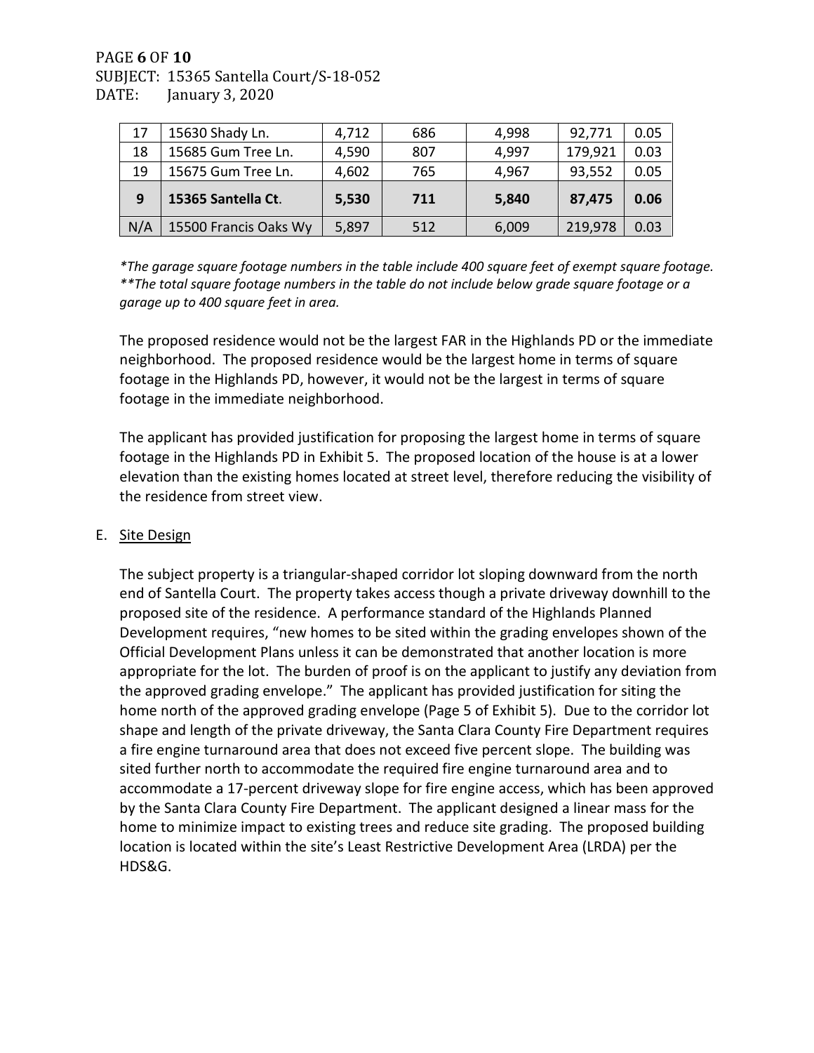| 17 | 15630 Shady Ln. | 4,712 | 686 | 4,998 | 92,771 | 0.05 |
|---|---|---|---|---|---|---|
| 18 | 15685 Gum Tree Ln. | 4,590 | 807 | 4,997 | 179,921 | 0.03 |
| 19 | 15675 Gum Tree Ln. | 4,602 | 765 | 4,967 | 93,552 | 0.05 |
| **9** | **15365 Santella Ct.** | **5,530** | **711** | **5,840** | **87,475** | **0.06** |
| N/A | 15500 Francis Oaks Wy | 5,897 | 512 | 6,009 | 219,978 | 0.03 |

*\*The garage square footage numbers in the table include 400 square feet of exempt square footage.*
*\*\*The total square footage numbers in the table do not include below grade square footage or a garage up to 400 square feet in area.*

The proposed residence would not be the largest FAR in the Highlands PD or the immediate neighborhood. The proposed residence would be the largest home in terms of square footage in the Highlands PD, however, it would not be the largest in terms of square footage in the immediate neighborhood.

The applicant has provided justification for proposing the largest home in terms of square footage in the Highlands PD in Exhibit 5. The proposed location of the house is at a lower elevation than the existing homes located at street level, therefore reducing the visibility of the residence from street view.

E. Site Design

The subject property is a triangular-shaped corridor lot sloping downward from the north end of Santella Court. The property takes access though a private driveway downhill to the proposed site of the residence. A performance standard of the Highlands Planned Development requires, "new homes to be sited within the grading envelopes shown of the Official Development Plans unless it can be demonstrated that another location is more appropriate for the lot. The burden of proof is on the applicant to justify any deviation from the approved grading envelope." The applicant has provided justification for siting the home north of the approved grading envelope (Page 5 of Exhibit 5). Due to the corridor lot shape and length of the private driveway, the Santa Clara County Fire Department requires a fire engine turnaround area that does not exceed five percent slope. The building was sited further north to accommodate the required fire engine turnaround area and to accommodate a 17-percent driveway slope for fire engine access, which has been approved by the Santa Clara County Fire Department. The applicant designed a linear mass for the home to minimize impact to existing trees and reduce site grading. The proposed building location is located within the site's Least Restrictive Development Area (LRDA) per the HDS&G.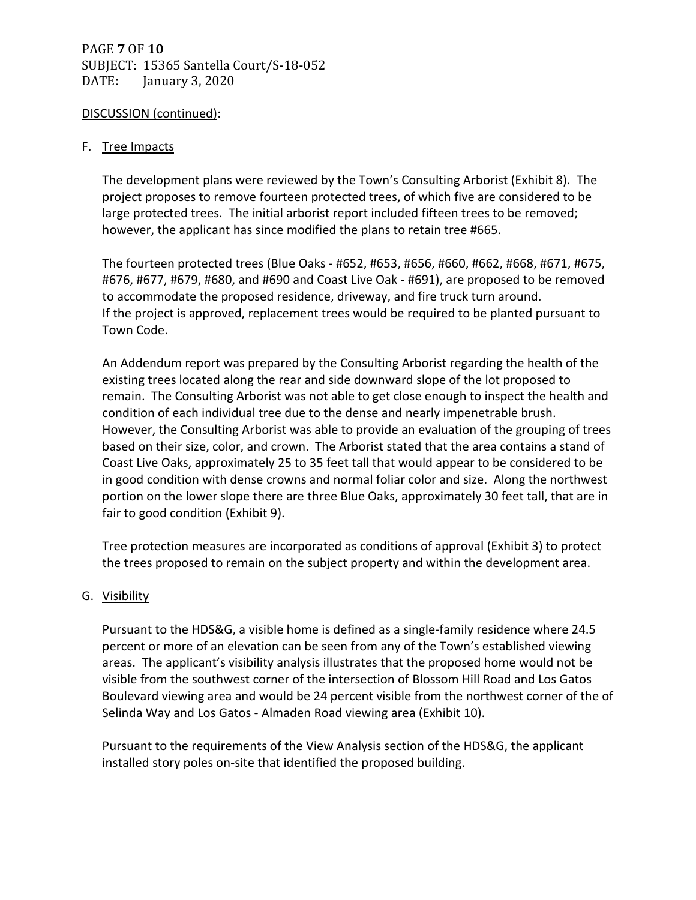DISCUSSION (continued):

F. Tree Impacts

The development plans were reviewed by the Town's Consulting Arborist (Exhibit 8). The project proposes to remove fourteen protected trees, of which five are considered to be large protected trees. The initial arborist report included fifteen trees to be removed; however, the applicant has since modified the plans to retain tree #665.

The fourteen protected trees (Blue Oaks - #652, #653, #656, #660, #662, #668, #671, #675, #676, #677, #679, #680, and #690 and Coast Live Oak - #691), are proposed to be removed to accommodate the proposed residence, driveway, and fire truck turn around. If the project is approved, replacement trees would be required to be planted pursuant to Town Code.

An Addendum report was prepared by the Consulting Arborist regarding the health of the existing trees located along the rear and side downward slope of the lot proposed to remain. The Consulting Arborist was not able to get close enough to inspect the health and condition of each individual tree due to the dense and nearly impenetrable brush. However, the Consulting Arborist was able to provide an evaluation of the grouping of trees based on their size, color, and crown. The Arborist stated that the area contains a stand of Coast Live Oaks, approximately 25 to 35 feet tall that would appear to be considered to be in good condition with dense crowns and normal foliar color and size. Along the northwest portion on the lower slope there are three Blue Oaks, approximately 30 feet tall, that are in fair to good condition (Exhibit 9).

Tree protection measures are incorporated as conditions of approval (Exhibit 3) to protect the trees proposed to remain on the subject property and within the development area.

G. Visibility

Pursuant to the HDS&G, a visible home is defined as a single-family residence where 24.5 percent or more of an elevation can be seen from any of the Town's established viewing areas. The applicant's visibility analysis illustrates that the proposed home would not be visible from the southwest corner of the intersection of Blossom Hill Road and Los Gatos Boulevard viewing area and would be 24 percent visible from the northwest corner of the of Selinda Way and Los Gatos - Almaden Road viewing area (Exhibit 10).

Pursuant to the requirements of the View Analysis section of the HDS&G, the applicant installed story poles on-site that identified the proposed building.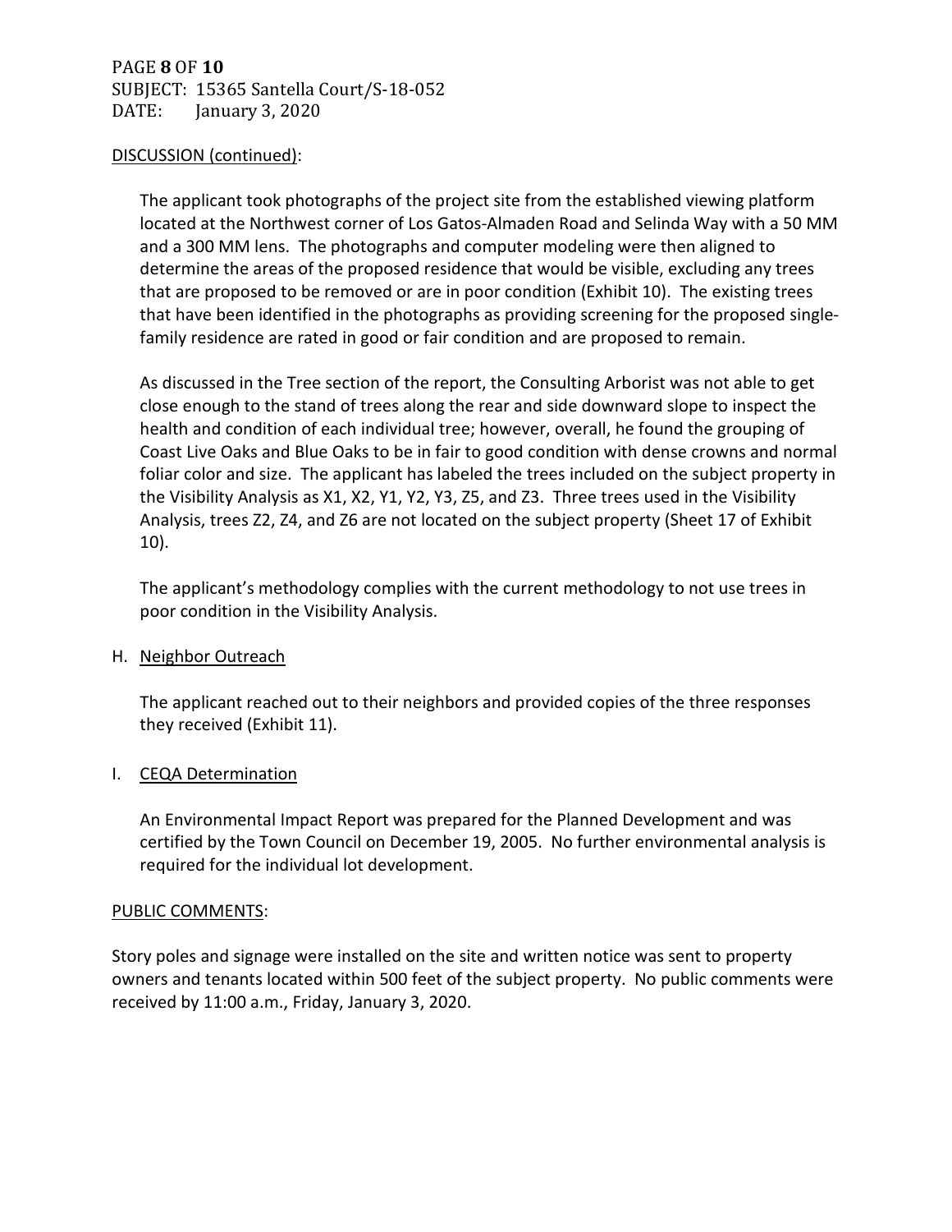DISCUSSION (continued):

The applicant took photographs of the project site from the established viewing platform located at the Northwest corner of Los Gatos-Almaden Road and Selinda Way with a 50 MM and a 300 MM lens. The photographs and computer modeling were then aligned to determine the areas of the proposed residence that would be visible, excluding any trees that are proposed to be removed or are in poor condition (Exhibit 10). The existing trees that have been identified in the photographs as providing screening for the proposed single-family residence are rated in good or fair condition and are proposed to remain.

As discussed in the Tree section of the report, the Consulting Arborist was not able to get close enough to the stand of trees along the rear and side downward slope to inspect the health and condition of each individual tree; however, overall, he found the grouping of Coast Live Oaks and Blue Oaks to be in fair to good condition with dense crowns and normal foliar color and size. The applicant has labeled the trees included on the subject property in the Visibility Analysis as X1, X2, Y1, Y2, Y3, Z5, and Z3. Three trees used in the Visibility Analysis, trees Z2, Z4, and Z6 are not located on the subject property (Sheet 17 of Exhibit 10).

The applicant's methodology complies with the current methodology to not use trees in poor condition in the Visibility Analysis.

H. Neighbor Outreach

The applicant reached out to their neighbors and provided copies of the three responses they received (Exhibit 11).

I. CEQA Determination

An Environmental Impact Report was prepared for the Planned Development and was certified by the Town Council on December 19, 2005. No further environmental analysis is required for the individual lot development.

PUBLIC COMMENTS:

Story poles and signage were installed on the site and written notice was sent to property owners and tenants located within 500 feet of the subject property. No public comments were received by 11:00 a.m., Friday, January 3, 2020.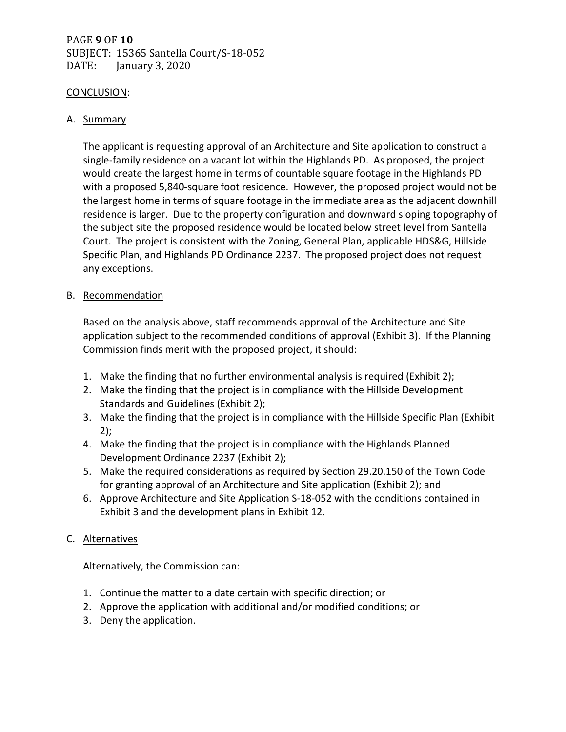## CONCLUSION:

### A. Summary

The applicant is requesting approval of an Architecture and Site application to construct a single-family residence on a vacant lot within the Highlands PD. As proposed, the project would create the largest home in terms of countable square footage in the Highlands PD with a proposed 5,840-square foot residence. However, the proposed project would not be the largest home in terms of square footage in the immediate area as the adjacent downhill residence is larger. Due to the property configuration and downward sloping topography of the subject site the proposed residence would be located below street level from Santella Court. The project is consistent with the Zoning, General Plan, applicable HDS&G, Hillside Specific Plan, and Highlands PD Ordinance 2237. The proposed project does not request any exceptions.

### B. Recommendation

Based on the analysis above, staff recommends approval of the Architecture and Site application subject to the recommended conditions of approval (Exhibit 3). If the Planning Commission finds merit with the proposed project, it should:

1. Make the finding that no further environmental analysis is required (Exhibit 2);
2. Make the finding that the project is in compliance with the Hillside Development Standards and Guidelines (Exhibit 2);
3. Make the finding that the project is in compliance with the Hillside Specific Plan (Exhibit 2);
4. Make the finding that the project is in compliance with the Highlands Planned Development Ordinance 2237 (Exhibit 2);
5. Make the required considerations as required by Section 29.20.150 of the Town Code for granting approval of an Architecture and Site application (Exhibit 2); and
6. Approve Architecture and Site Application S-18-052 with the conditions contained in Exhibit 3 and the development plans in Exhibit 12.

### C. Alternatives

Alternatively, the Commission can:

1. Continue the matter to a date certain with specific direction; or
2. Approve the application with additional and/or modified conditions; or
3. Deny the application.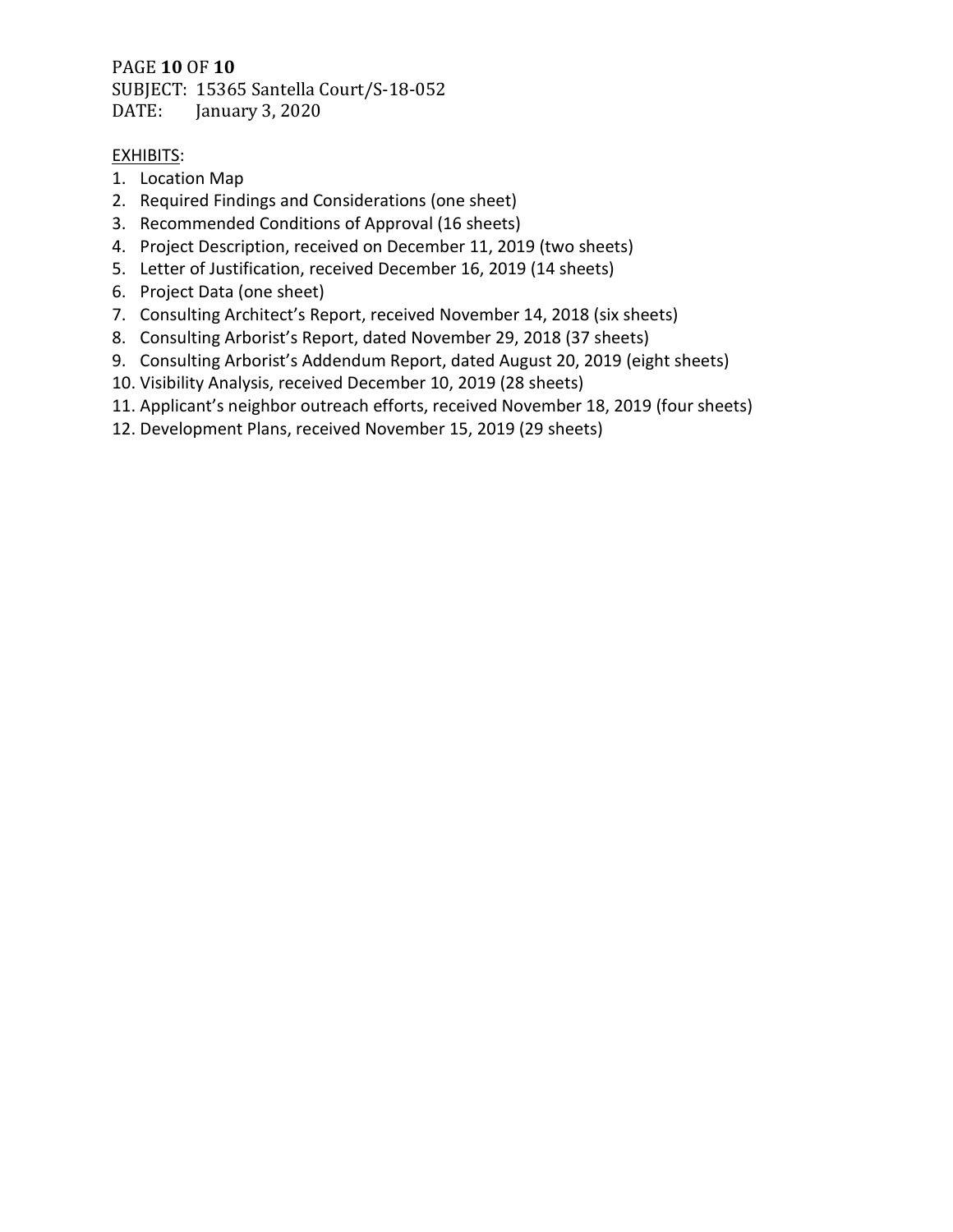EXHIBITS:

1. Location Map
2. Required Findings and Considerations (one sheet)
3. Recommended Conditions of Approval (16 sheets)
4. Project Description, received on December 11, 2019 (two sheets)
5. Letter of Justification, received December 16, 2019 (14 sheets)
6. Project Data (one sheet)
7. Consulting Architect's Report, received November 14, 2018 (six sheets)
8. Consulting Arborist's Report, dated November 29, 2018 (37 sheets)
9. Consulting Arborist's Addendum Report, dated August 20, 2019 (eight sheets)
10. Visibility Analysis, received December 10, 2019 (28 sheets)
11. Applicant's neighbor outreach efforts, received November 18, 2019 (four sheets)
12. Development Plans, received November 15, 2019 (29 sheets)